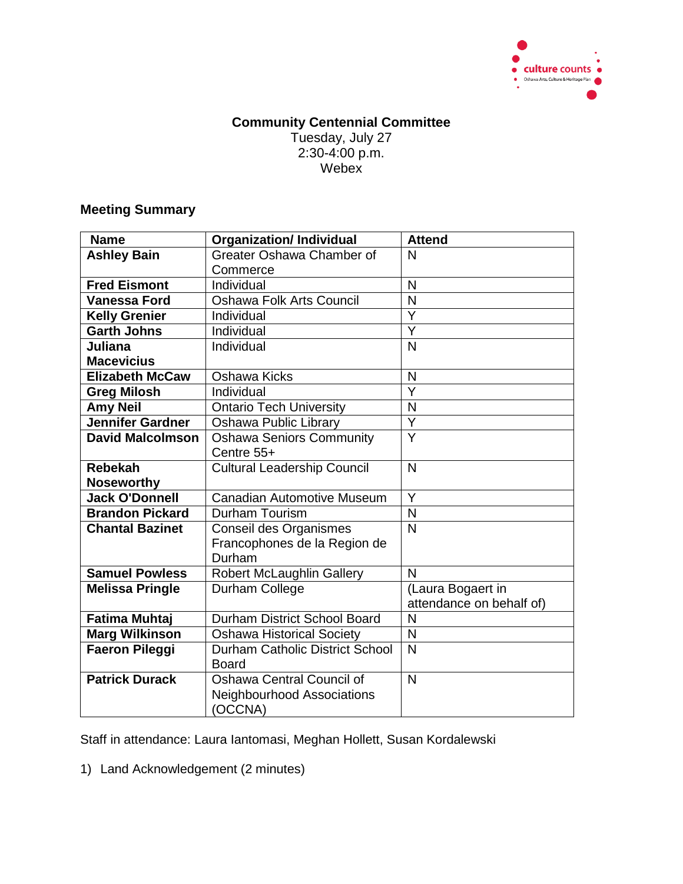**Community Centennial Committee**
Tuesday, July 27
2:30-4:00 p.m.
Webex

## Meeting Summary

| Name | Organization/ Individual | Attend |
|---|---|---|
| **Ashley Bain** | Greater Oshawa Chamber of Commerce | N |
| **Fred Eismont** | Individual | N |
| **Vanessa Ford** | Oshawa Folk Arts Council | N |
| **Kelly Grenier** | Individual | Y |
| **Garth Johns** | Individual | Y |
| **Juliana Macevicius** | Individual | N |
| **Elizabeth McCaw** | Oshawa Kicks | N |
| **Greg Milosh** | Individual | Y |
| **Amy Neil** | Ontario Tech University | N |
| **Jennifer Gardner** | Oshawa Public Library | Y |
| **David Malcolmson** | Oshawa Seniors Community Centre 55+ | Y |
| **Rebekah Noseworthy** | Cultural Leadership Council | N |
| **Jack O'Donnell** | Canadian Automotive Museum | Y |
| **Brandon Pickard** | Durham Tourism | N |
| **Chantal Bazinet** | Conseil des Organismes Francophones de la Region de Durham | N |
| **Samuel Powless** | Robert McLaughlin Gallery | N |
| **Melissa Pringle** | Durham College | (Laura Bogaert in attendance on behalf of) |
| **Fatima Muhtaj** | Durham District School Board | N |
| **Marg Wilkinson** | Oshawa Historical Society | N |
| **Faeron Pileggi** | Durham Catholic District School Board | N |
| **Patrick Durack** | Oshawa Central Council of Neighbourhood Associations (OCCNA) | N |

Staff in attendance: Laura Iantomasi, Meghan Hollett, Susan Kordalewski

1) Land Acknowledgement (2 minutes)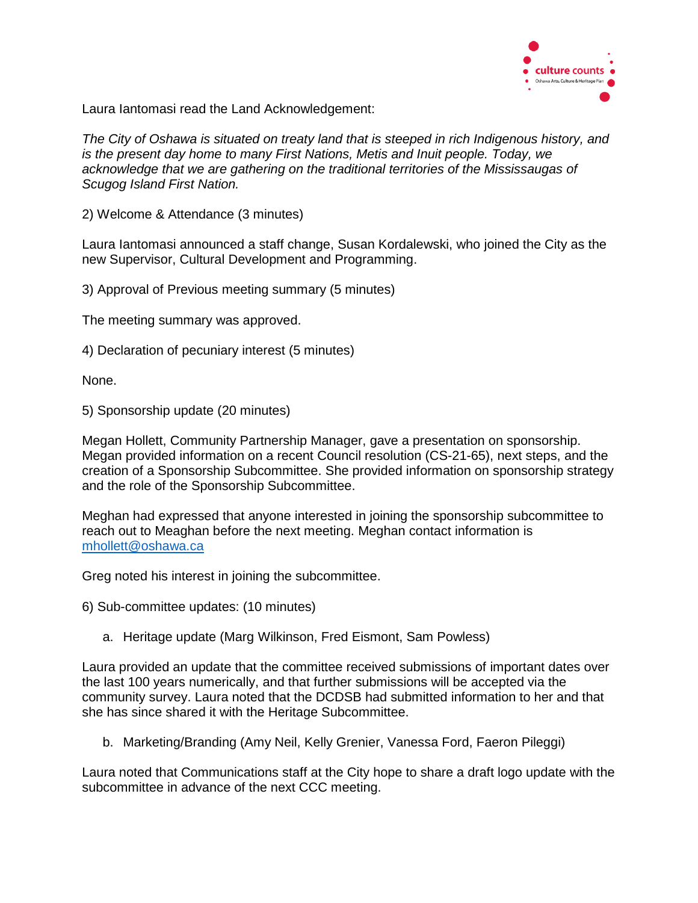Laura Iantomasi read the Land Acknowledgement:

*The City of Oshawa is situated on treaty land that is steeped in rich Indigenous history, and is the present day home to many First Nations, Metis and Inuit people. Today, we acknowledge that we are gathering on the traditional territories of the Mississaugas of Scugog Island First Nation.*

2) Welcome & Attendance (3 minutes)

Laura Iantomasi announced a staff change, Susan Kordalewski, who joined the City as the new Supervisor, Cultural Development and Programming.

3) Approval of Previous meeting summary (5 minutes)

The meeting summary was approved.

4) Declaration of pecuniary interest (5 minutes)

None.

5) Sponsorship update (20 minutes)

Megan Hollett, Community Partnership Manager, gave a presentation on sponsorship. Megan provided information on a recent Council resolution (CS-21-65), next steps, and the creation of a Sponsorship Subcommittee. She provided information on sponsorship strategy and the role of the Sponsorship Subcommittee.

Meghan had expressed that anyone interested in joining the sponsorship subcommittee to reach out to Meaghan before the next meeting. Meghan contact information is [mhollett@oshawa.ca](mailto:mhollett@oshawa.ca)

Greg noted his interest in joining the subcommittee.

6) Sub-committee updates: (10 minutes)

a. Heritage update (Marg Wilkinson, Fred Eismont, Sam Powless)

Laura provided an update that the committee received submissions of important dates over the last 100 years numerically, and that further submissions will be accepted via the community survey. Laura noted that the DCDSB had submitted information to her and that she has since shared it with the Heritage Subcommittee.

b. Marketing/Branding (Amy Neil, Kelly Grenier, Vanessa Ford, Faeron Pileggi)

Laura noted that Communications staff at the City hope to share a draft logo update with the subcommittee in advance of the next CCC meeting.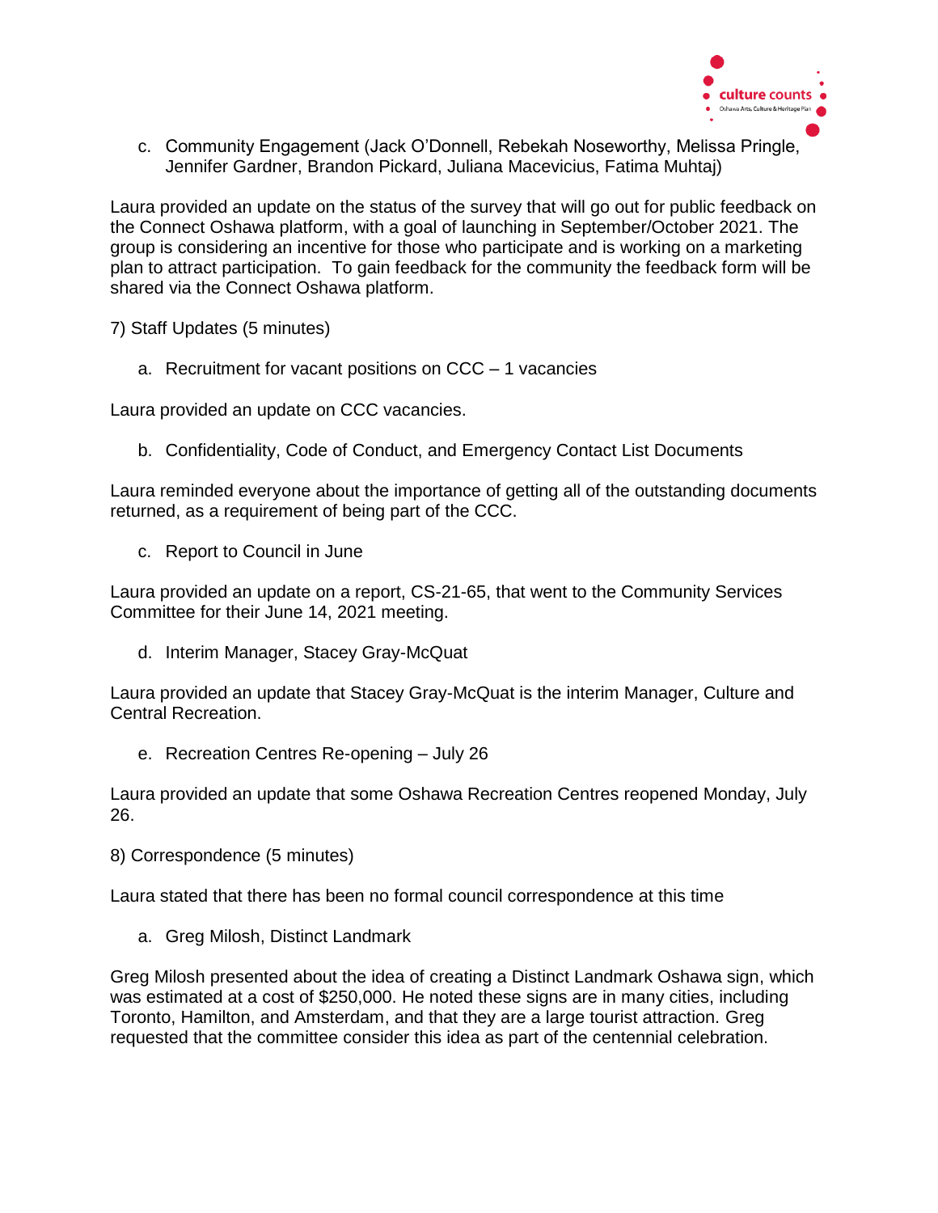c. Community Engagement (Jack O'Donnell, Rebekah Noseworthy, Melissa Pringle, Jennifer Gardner, Brandon Pickard, Juliana Macevicius, Fatima Muhtaj)

Laura provided an update on the status of the survey that will go out for public feedback on the Connect Oshawa platform, with a goal of launching in September/October 2021. The group is considering an incentive for those who participate and is working on a marketing plan to attract participation. To gain feedback for the community the feedback form will be shared via the Connect Oshawa platform.

7) Staff Updates (5 minutes)

a. Recruitment for vacant positions on CCC – 1 vacancies

Laura provided an update on CCC vacancies.

b. Confidentiality, Code of Conduct, and Emergency Contact List Documents

Laura reminded everyone about the importance of getting all of the outstanding documents returned, as a requirement of being part of the CCC.

c. Report to Council in June

Laura provided an update on a report, CS-21-65, that went to the Community Services Committee for their June 14, 2021 meeting.

d. Interim Manager, Stacey Gray-McQuat

Laura provided an update that Stacey Gray-McQuat is the interim Manager, Culture and Central Recreation.

e. Recreation Centres Re-opening – July 26

Laura provided an update that some Oshawa Recreation Centres reopened Monday, July 26.

8) Correspondence (5 minutes)

Laura stated that there has been no formal council correspondence at this time

a. Greg Milosh, Distinct Landmark

Greg Milosh presented about the idea of creating a Distinct Landmark Oshawa sign, which was estimated at a cost of $250,000. He noted these signs are in many cities, including Toronto, Hamilton, and Amsterdam, and that they are a large tourist attraction. Greg requested that the committee consider this idea as part of the centennial celebration.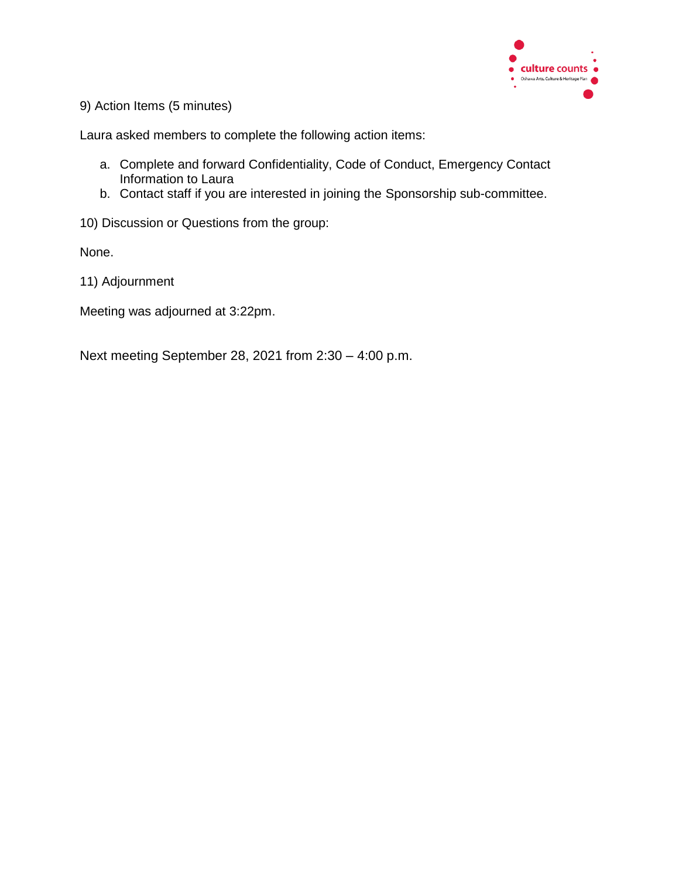9) Action Items (5 minutes)

Laura asked members to complete the following action items:

a. Complete and forward Confidentiality, Code of Conduct, Emergency Contact Information to Laura
b. Contact staff if you are interested in joining the Sponsorship sub-committee.

10) Discussion or Questions from the group:

None.

11) Adjournment

Meeting was adjourned at 3:22pm.

Next meeting September 28, 2021 from 2:30 – 4:00 p.m.